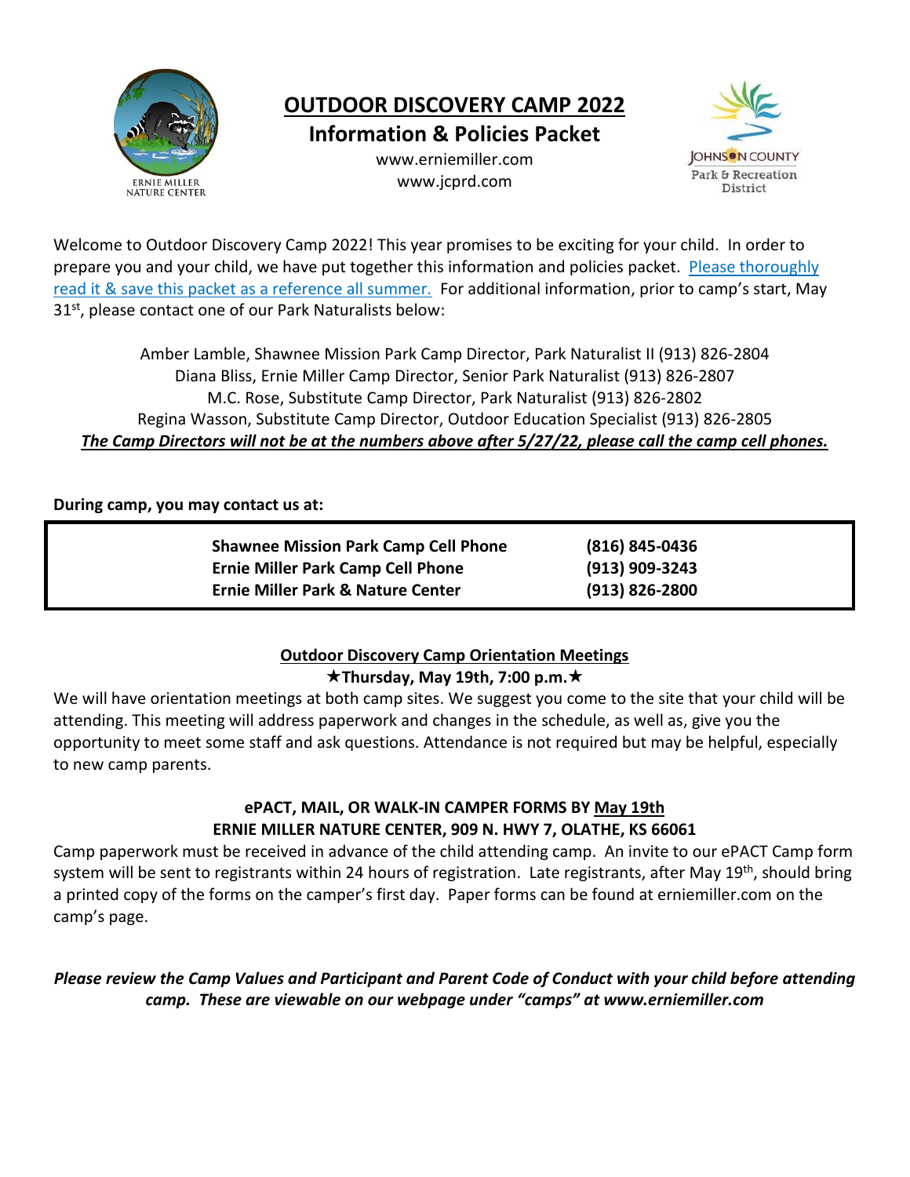# OUTDOOR DISCOVERY CAMP 2022

## Information & Policies Packet

www.erniemiller.com
www.jcprd.com

Welcome to Outdoor Discovery Camp 2022! This year promises to be exciting for your child. In order to prepare you and your child, we have put together this information and policies packet. Please thoroughly read it & save this packet as a reference all summer. For additional information, prior to camp's start, May 31st, please contact one of our Park Naturalists below:

Amber Lamble, Shawnee Mission Park Camp Director, Park Naturalist II (913) 826-2804
Diana Bliss, Ernie Miller Camp Director, Senior Park Naturalist (913) 826-2807
M.C. Rose, Substitute Camp Director, Park Naturalist (913) 826-2802
Regina Wasson, Substitute Camp Director, Outdoor Education Specialist (913) 826-2805
***The Camp Directors will not be at the numbers above after 5/27/22, please call the camp cell phones.***

**During camp, you may contact us at:**

| | |
|---|---|
| **Shawnee Mission Park Camp Cell Phone** | **(816) 845-0436** |
| **Ernie Miller Park Camp Cell Phone** | **(913) 909-3243** |
| **Ernie Miller Park & Nature Center** | **(913) 826-2800** |

### Outdoor Discovery Camp Orientation Meetings

**★Thursday, May 19th, 7:00 p.m.★**

We will have orientation meetings at both camp sites. We suggest you come to the site that your child will be attending. This meeting will address paperwork and changes in the schedule, as well as, give you the opportunity to meet some staff and ask questions. Attendance is not required but may be helpful, especially to new camp parents.

### ePACT, MAIL, OR WALK-IN CAMPER FORMS BY May 19th
### ERNIE MILLER NATURE CENTER, 909 N. HWY 7, OLATHE, KS 66061

Camp paperwork must be received in advance of the child attending camp. An invite to our ePACT Camp form system will be sent to registrants within 24 hours of registration. Late registrants, after May 19th, should bring a printed copy of the forms on the camper's first day. Paper forms can be found at erniemiller.com on the camp's page.

***Please review the Camp Values and Participant and Parent Code of Conduct with your child before attending camp. These are viewable on our webpage under "camps" at www.erniemiller.com***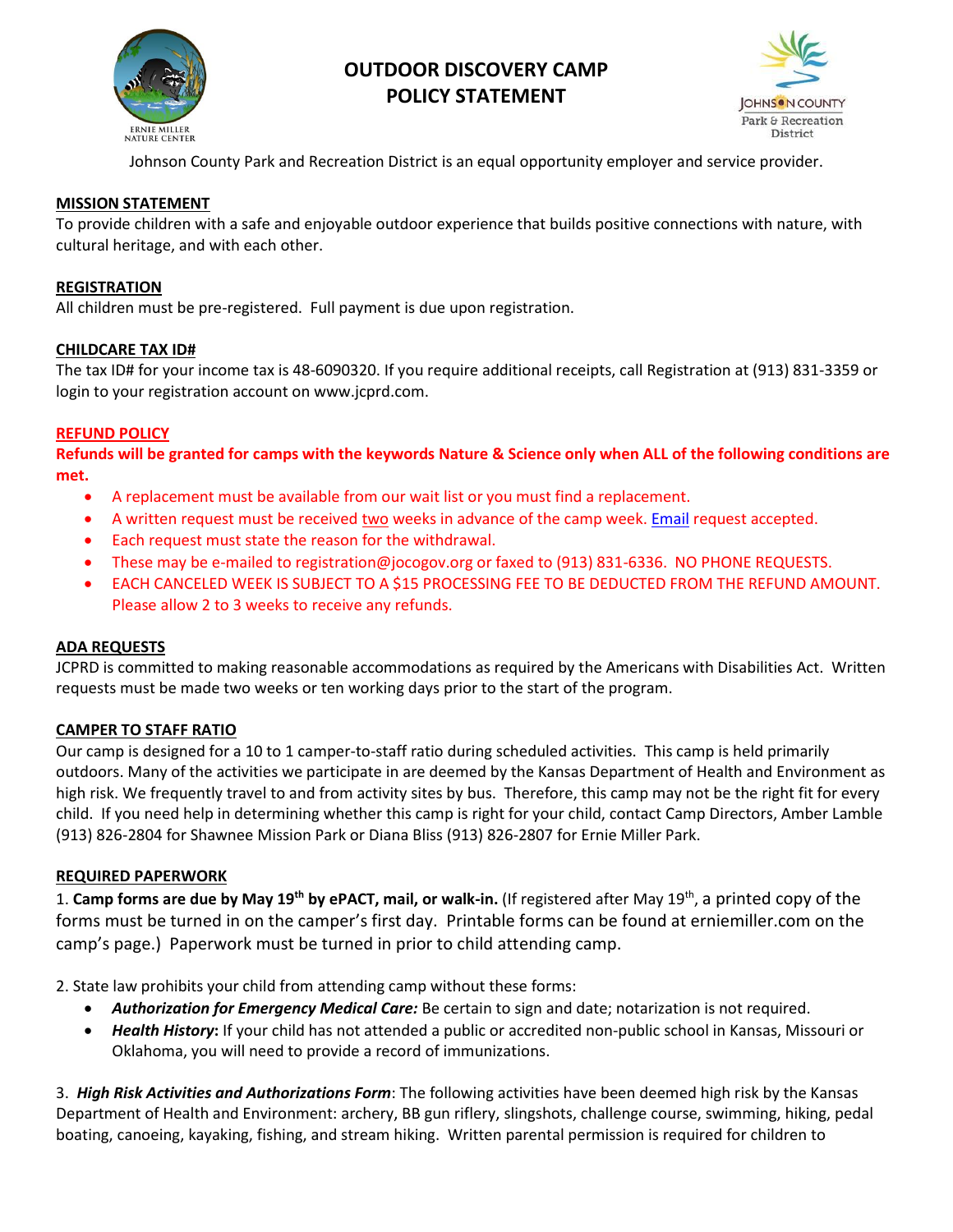# OUTDOOR DISCOVERY CAMP POLICY STATEMENT

Johnson County Park and Recreation District is an equal opportunity employer and service provider.

## MISSION STATEMENT

To provide children with a safe and enjoyable outdoor experience that builds positive connections with nature, with cultural heritage, and with each other.

## REGISTRATION

All children must be pre-registered. Full payment is due upon registration.

## CHILDCARE TAX ID#

The tax ID# for your income tax is 48-6090320. If you require additional receipts, call Registration at (913) 831-3359 or login to your registration account on www.jcprd.com.

## REFUND POLICY

**Refunds will be granted for camps with the keywords Nature & Science only when ALL of the following conditions are met.**

- A replacement must be available from our wait list or you must find a replacement.
- A written request must be received two weeks in advance of the camp week. Email request accepted.
- Each request must state the reason for the withdrawal.
- These may be e-mailed to registration@jocogov.org or faxed to (913) 831-6336. NO PHONE REQUESTS.
- EACH CANCELED WEEK IS SUBJECT TO A $15 PROCESSING FEE TO BE DEDUCTED FROM THE REFUND AMOUNT. Please allow 2 to 3 weeks to receive any refunds.

## ADA REQUESTS

JCPRD is committed to making reasonable accommodations as required by the Americans with Disabilities Act. Written requests must be made two weeks or ten working days prior to the start of the program.

## CAMPER TO STAFF RATIO

Our camp is designed for a 10 to 1 camper-to-staff ratio during scheduled activities. This camp is held primarily outdoors. Many of the activities we participate in are deemed by the Kansas Department of Health and Environment as high risk. We frequently travel to and from activity sites by bus. Therefore, this camp may not be the right fit for every child. If you need help in determining whether this camp is right for your child, contact Camp Directors, Amber Lamble (913) 826-2804 for Shawnee Mission Park or Diana Bliss (913) 826-2807 for Ernie Miller Park.

## REQUIRED PAPERWORK

1. **Camp forms are due by May 19th by ePACT, mail, or walk-in.** (If registered after May 19th, a printed copy of the forms must be turned in on the camper's first day. Printable forms can be found at erniemiller.com on the camp's page.) Paperwork must be turned in prior to child attending camp.

2. State law prohibits your child from attending camp without these forms:
   - ***Authorization for Emergency Medical Care:*** Be certain to sign and date; notarization is not required.
   - ***Health History*:** If your child has not attended a public or accredited non-public school in Kansas, Missouri or Oklahoma, you will need to provide a record of immunizations.

3. ***High Risk Activities and Authorizations Form***: The following activities have been deemed high risk by the Kansas Department of Health and Environment: archery, BB gun riflery, slingshots, challenge course, swimming, hiking, pedal boating, canoeing, kayaking, fishing, and stream hiking. Written parental permission is required for children to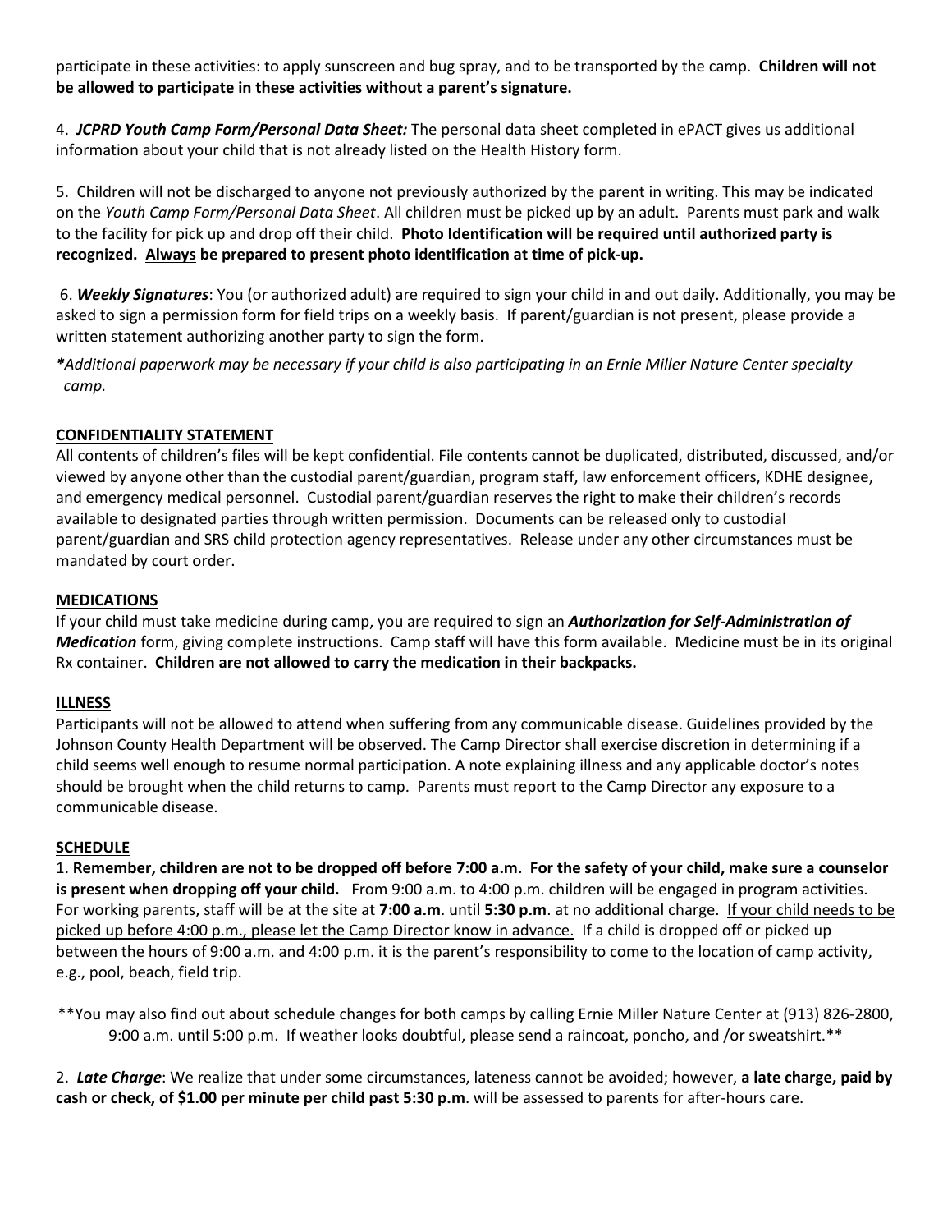participate in these activities: to apply sunscreen and bug spray, and to be transported by the camp. **Children will not be allowed to participate in these activities without a parent's signature.**

4. ***JCPRD Youth Camp Form/Personal Data Sheet:*** The personal data sheet completed in ePACT gives us additional information about your child that is not already listed on the Health History form.

5. <u>Children will not be discharged to anyone not previously authorized by the parent in writing</u>. This may be indicated on the *Youth Camp Form/Personal Data Sheet*. All children must be picked up by an adult. Parents must park and walk to the facility for pick up and drop off their child. **Photo Identification will be required until authorized party is recognized. <u>Always</u> be prepared to present photo identification at time of pick-up.**

6. ***Weekly Signatures***: You (or authorized adult) are required to sign your child in and out daily. Additionally, you may be asked to sign a permission form for field trips on a weekly basis. If parent/guardian is not present, please provide a written statement authorizing another party to sign the form.

****Additional paperwork may be necessary if your child is also participating in an Ernie Miller Nature Center specialty camp.***

## CONFIDENTIALITY STATEMENT

All contents of children's files will be kept confidential. File contents cannot be duplicated, distributed, discussed, and/or viewed by anyone other than the custodial parent/guardian, program staff, law enforcement officers, KDHE designee, and emergency medical personnel. Custodial parent/guardian reserves the right to make their children's records available to designated parties through written permission. Documents can be released only to custodial parent/guardian and SRS child protection agency representatives. Release under any other circumstances must be mandated by court order.

## MEDICATIONS

If your child must take medicine during camp, you are required to sign an ***Authorization for Self-Administration of Medication*** form, giving complete instructions. Camp staff will have this form available. Medicine must be in its original Rx container. **Children are not allowed to carry the medication in their backpacks.**

## ILLNESS

Participants will not be allowed to attend when suffering from any communicable disease. Guidelines provided by the Johnson County Health Department will be observed. The Camp Director shall exercise discretion in determining if a child seems well enough to resume normal participation. A note explaining illness and any applicable doctor's notes should be brought when the child returns to camp. Parents must report to the Camp Director any exposure to a communicable disease.

## SCHEDULE

1. **Remember, children are not to be dropped off before 7:00 a.m. For the safety of your child, make sure a counselor is present when dropping off your child.** From 9:00 a.m. to 4:00 p.m. children will be engaged in program activities. For working parents, staff will be at the site at **7:00 a.m**. until **5:30 p.m**. at no additional charge. <u>If your child needs to be picked up before 4:00 p.m., please let the Camp Director know in advance.</u> If a child is dropped off or picked up between the hours of 9:00 a.m. and 4:00 p.m. it is the parent's responsibility to come to the location of camp activity, e.g., pool, beach, field trip.

**You may also find out about schedule changes for both camps by calling Ernie Miller Nature Center at (913) 826-2800, 9:00 a.m. until 5:00 p.m. If weather looks doubtful, please send a raincoat, poncho, and /or sweatshirt.**

2. ***Late Charge***: We realize that under some circumstances, lateness cannot be avoided; however, **a late charge, paid by cash or check, of $1.00 per minute per child past 5:30 p.m**. will be assessed to parents for after-hours care.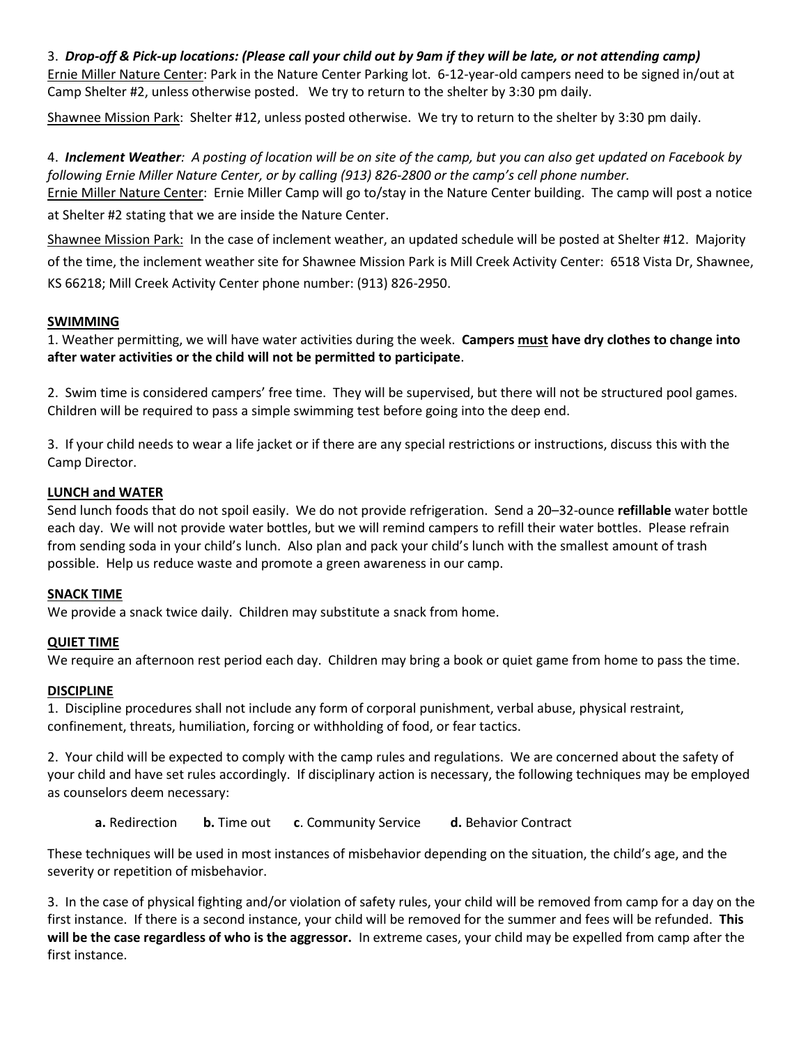3. ***Drop-off & Pick-up locations: (Please call your child out by 9am if they will be late, or not attending camp)***
Ernie Miller Nature Center: Park in the Nature Center Parking lot. 6-12-year-old campers need to be signed in/out at Camp Shelter #2, unless otherwise posted. We try to return to the shelter by 3:30 pm daily.

Shawnee Mission Park: Shelter #12, unless posted otherwise. We try to return to the shelter by 3:30 pm daily.

4. ***Inclement Weather****: A posting of location will be on site of the camp, but you can also get updated on Facebook by following Ernie Miller Nature Center, or by calling (913) 826-2800 or the camp's cell phone number.*
Ernie Miller Nature Center: Ernie Miller Camp will go to/stay in the Nature Center building. The camp will post a notice at Shelter #2 stating that we are inside the Nature Center.

Shawnee Mission Park: In the case of inclement weather, an updated schedule will be posted at Shelter #12. Majority of the time, the inclement weather site for Shawnee Mission Park is Mill Creek Activity Center: 6518 Vista Dr, Shawnee, KS 66218; Mill Creek Activity Center phone number: (913) 826-2950.

**SWIMMING**

1. Weather permitting, we will have water activities during the week. **Campers must have dry clothes to change into after water activities or the child will not be permitted to participate**.

2. Swim time is considered campers' free time. They will be supervised, but there will not be structured pool games. Children will be required to pass a simple swimming test before going into the deep end.

3. If your child needs to wear a life jacket or if there are any special restrictions or instructions, discuss this with the Camp Director.

**LUNCH and WATER**

Send lunch foods that do not spoil easily. We do not provide refrigeration. Send a 20–32-ounce **refillable** water bottle each day. We will not provide water bottles, but we will remind campers to refill their water bottles. Please refrain from sending soda in your child's lunch. Also plan and pack your child's lunch with the smallest amount of trash possible. Help us reduce waste and promote a green awareness in our camp.

**SNACK TIME**

We provide a snack twice daily. Children may substitute a snack from home.

**QUIET TIME**

We require an afternoon rest period each day. Children may bring a book or quiet game from home to pass the time.

**DISCIPLINE**

1. Discipline procedures shall not include any form of corporal punishment, verbal abuse, physical restraint, confinement, threats, humiliation, forcing or withholding of food, or fear tactics.

2. Your child will be expected to comply with the camp rules and regulations. We are concerned about the safety of your child and have set rules accordingly. If disciplinary action is necessary, the following techniques may be employed as counselors deem necessary:

**a.** Redirection **b.** Time out **c**. Community Service **d.** Behavior Contract

These techniques will be used in most instances of misbehavior depending on the situation, the child's age, and the severity or repetition of misbehavior.

3. In the case of physical fighting and/or violation of safety rules, your child will be removed from camp for a day on the first instance. If there is a second instance, your child will be removed for the summer and fees will be refunded. **This will be the case regardless of who is the aggressor.** In extreme cases, your child may be expelled from camp after the first instance.